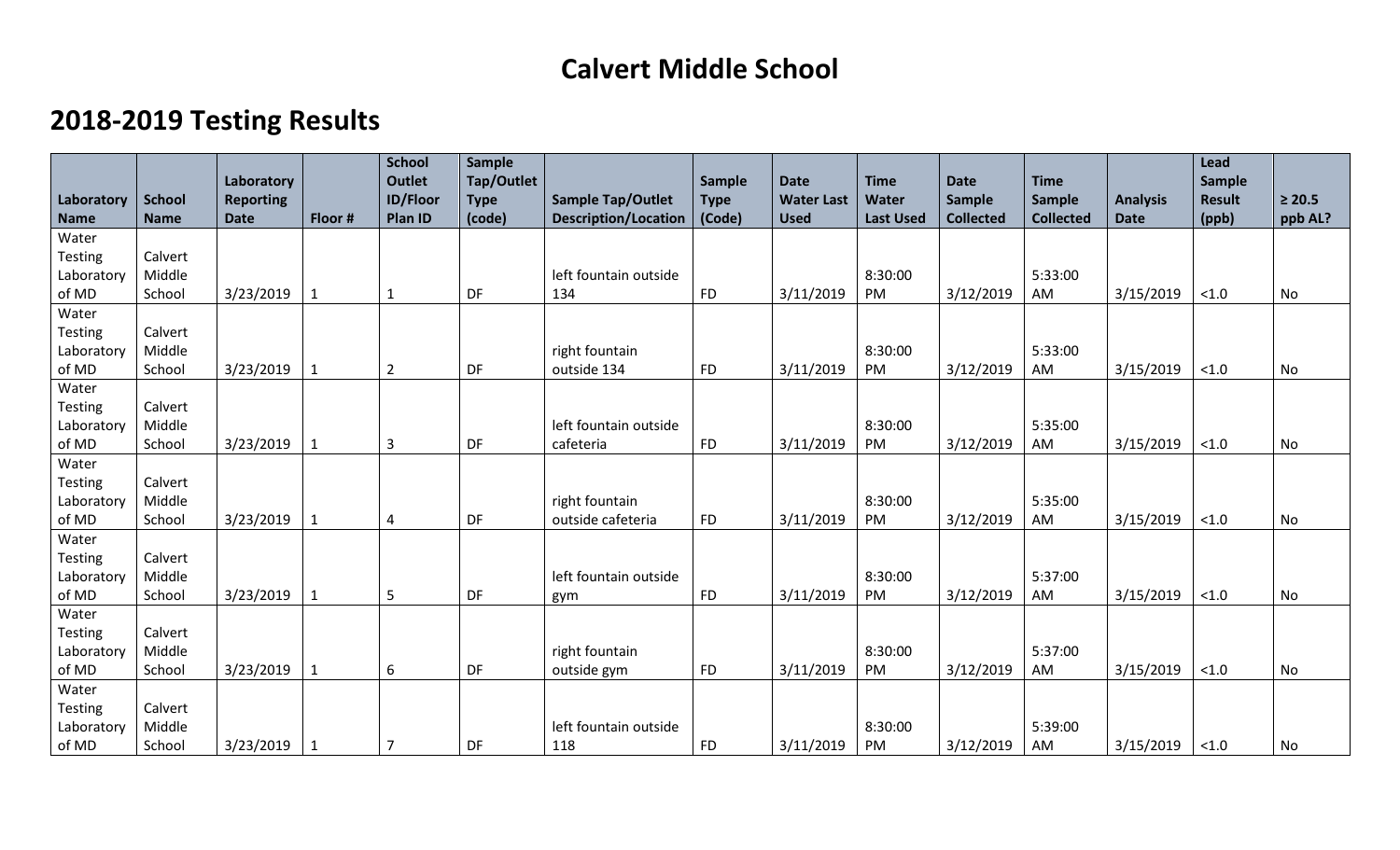# Calvert Middle School

## 2018-2019 Testing Results

| Laboratory Name | School Name | Laboratory Reporting Date | Floor # | School Outlet ID/Floor Plan ID | Sample Tap/Outlet Type (code) | Sample Tap/Outlet Description/Location | Sample Type (Code) | Date Water Last Used | Time Water Last Used | Date Sample Collected | Time Sample Collected | Analysis Date | Lead Sample Result (ppb) | ≥ 20.5 ppb AL? |
|---|---|---|---|---|---|---|---|---|---|---|---|---|---|---|
| Water Testing Laboratory of MD | Calvert Middle School | 3/23/2019 | 1 | 1 | DF | left fountain outside 134 | FD | 3/11/2019 | 8:30:00 PM | 3/12/2019 | 5:33:00 AM | 3/15/2019 | <1.0 | No |
| Water Testing Laboratory of MD | Calvert Middle School | 3/23/2019 | 1 | 2 | DF | right fountain outside 134 | FD | 3/11/2019 | 8:30:00 PM | 3/12/2019 | 5:33:00 AM | 3/15/2019 | <1.0 | No |
| Water Testing Laboratory of MD | Calvert Middle School | 3/23/2019 | 1 | 3 | DF | left fountain outside cafeteria | FD | 3/11/2019 | 8:30:00 PM | 3/12/2019 | 5:35:00 AM | 3/15/2019 | <1.0 | No |
| Water Testing Laboratory of MD | Calvert Middle School | 3/23/2019 | 1 | 4 | DF | right fountain outside cafeteria | FD | 3/11/2019 | 8:30:00 PM | 3/12/2019 | 5:35:00 AM | 3/15/2019 | <1.0 | No |
| Water Testing Laboratory of MD | Calvert Middle School | 3/23/2019 | 1 | 5 | DF | left fountain outside gym | FD | 3/11/2019 | 8:30:00 PM | 3/12/2019 | 5:37:00 AM | 3/15/2019 | <1.0 | No |
| Water Testing Laboratory of MD | Calvert Middle School | 3/23/2019 | 1 | 6 | DF | right fountain outside gym | FD | 3/11/2019 | 8:30:00 PM | 3/12/2019 | 5:37:00 AM | 3/15/2019 | <1.0 | No |
| Water Testing Laboratory of MD | Calvert Middle School | 3/23/2019 | 1 | 7 | DF | left fountain outside 118 | FD | 3/11/2019 | 8:30:00 PM | 3/12/2019 | 5:39:00 AM | 3/15/2019 | <1.0 | No |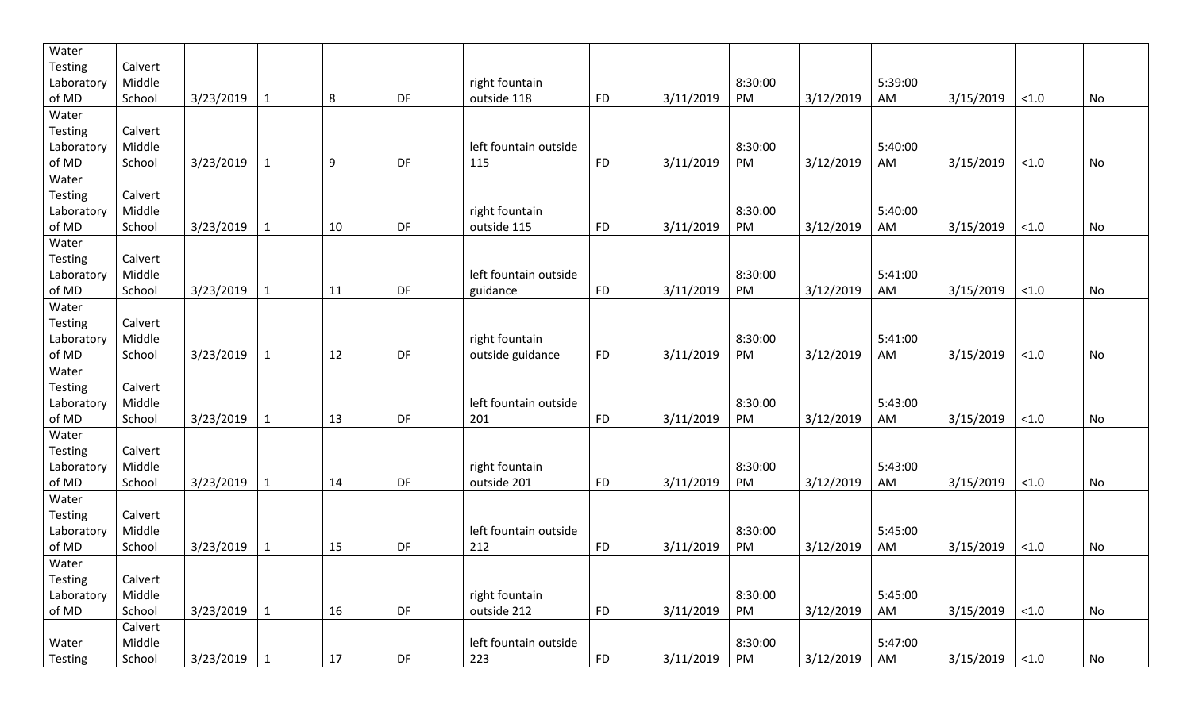| Water Testing Laboratory of MD | Calvert Middle School | 3/23/2019 | 1 | 8 | DF | right fountain outside 118 | FD | 3/11/2019 | 8:30:00 PM | 3/12/2019 | 5:39:00 AM | 3/15/2019 | <1.0 | No |
|---|---|---|---|---|---|---|---|---|---|---|---|---|---|---|
| Water Testing Laboratory of MD | Calvert Middle School | 3/23/2019 | 1 | 9 | DF | left fountain outside 115 | FD | 3/11/2019 | 8:30:00 PM | 3/12/2019 | 5:40:00 AM | 3/15/2019 | <1.0 | No |
| Water Testing Laboratory of MD | Calvert Middle School | 3/23/2019 | 1 | 10 | DF | right fountain outside 115 | FD | 3/11/2019 | 8:30:00 PM | 3/12/2019 | 5:40:00 AM | 3/15/2019 | <1.0 | No |
| Water Testing Laboratory of MD | Calvert Middle School | 3/23/2019 | 1 | 11 | DF | left fountain outside guidance | FD | 3/11/2019 | 8:30:00 PM | 3/12/2019 | 5:41:00 AM | 3/15/2019 | <1.0 | No |
| Water Testing Laboratory of MD | Calvert Middle School | 3/23/2019 | 1 | 12 | DF | right fountain outside guidance | FD | 3/11/2019 | 8:30:00 PM | 3/12/2019 | 5:41:00 AM | 3/15/2019 | <1.0 | No |
| Water Testing Laboratory of MD | Calvert Middle School | 3/23/2019 | 1 | 13 | DF | left fountain outside 201 | FD | 3/11/2019 | 8:30:00 PM | 3/12/2019 | 5:43:00 AM | 3/15/2019 | <1.0 | No |
| Water Testing Laboratory of MD | Calvert Middle School | 3/23/2019 | 1 | 14 | DF | right fountain outside 201 | FD | 3/11/2019 | 8:30:00 PM | 3/12/2019 | 5:43:00 AM | 3/15/2019 | <1.0 | No |
| Water Testing Laboratory of MD | Calvert Middle School | 3/23/2019 | 1 | 15 | DF | left fountain outside 212 | FD | 3/11/2019 | 8:30:00 PM | 3/12/2019 | 5:45:00 AM | 3/15/2019 | <1.0 | No |
| Water Testing Laboratory of MD | Calvert Middle School | 3/23/2019 | 1 | 16 | DF | right fountain outside 212 | FD | 3/11/2019 | 8:30:00 PM | 3/12/2019 | 5:45:00 AM | 3/15/2019 | <1.0 | No |
| Water Testing | Calvert Middle School | 3/23/2019 | 1 | 17 | DF | left fountain outside 223 | FD | 3/11/2019 | 8:30:00 PM | 3/12/2019 | 5:47:00 AM | 3/15/2019 | <1.0 | No |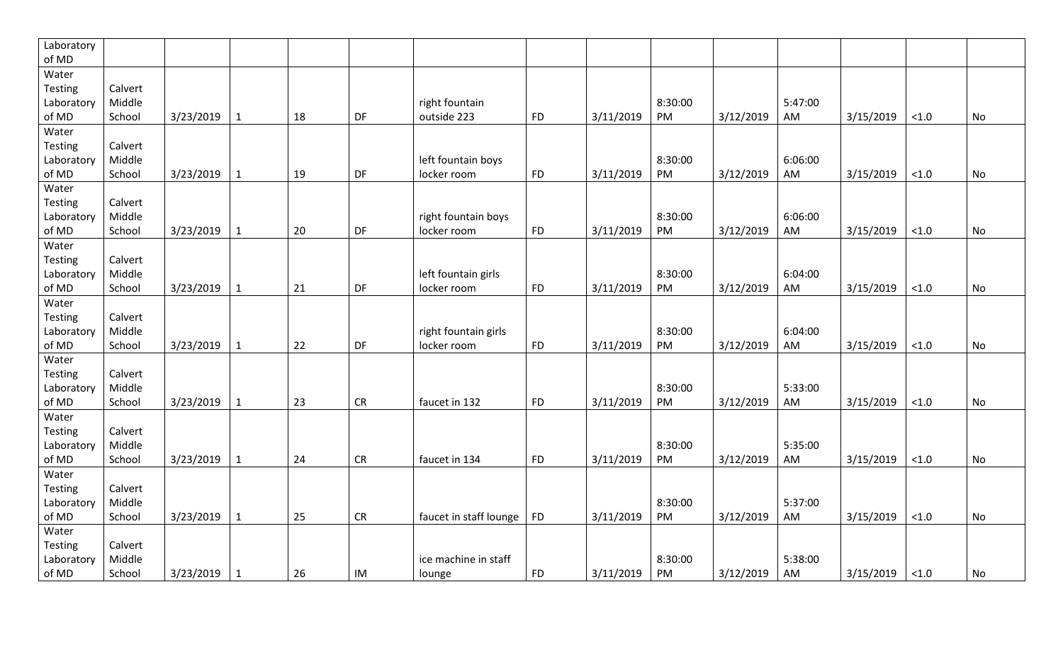| | | | | | | | | | | | | | | |
|---|---|---|---|---|---|---|---|---|---|---|---|---|---|---|
| Laboratory of MD | | | | | | | | | | | | | | |
| Water Testing Laboratory of MD | Calvert Middle School | 3/23/2019 | 1 | 18 | DF | right fountain outside 223 | FD | 3/11/2019 | 8:30:00 PM | 3/12/2019 | 5:47:00 AM | 3/15/2019 | <1.0 | No |
| Water Testing Laboratory of MD | Calvert Middle School | 3/23/2019 | 1 | 19 | DF | left fountain boys locker room | FD | 3/11/2019 | 8:30:00 PM | 3/12/2019 | 6:06:00 AM | 3/15/2019 | <1.0 | No |
| Water Testing Laboratory of MD | Calvert Middle School | 3/23/2019 | 1 | 20 | DF | right fountain boys locker room | FD | 3/11/2019 | 8:30:00 PM | 3/12/2019 | 6:06:00 AM | 3/15/2019 | <1.0 | No |
| Water Testing Laboratory of MD | Calvert Middle School | 3/23/2019 | 1 | 21 | DF | left fountain girls locker room | FD | 3/11/2019 | 8:30:00 PM | 3/12/2019 | 6:04:00 AM | 3/15/2019 | <1.0 | No |
| Water Testing Laboratory of MD | Calvert Middle School | 3/23/2019 | 1 | 22 | DF | right fountain girls locker room | FD | 3/11/2019 | 8:30:00 PM | 3/12/2019 | 6:04:00 AM | 3/15/2019 | <1.0 | No |
| Water Testing Laboratory of MD | Calvert Middle School | 3/23/2019 | 1 | 23 | CR | faucet in 132 | FD | 3/11/2019 | 8:30:00 PM | 3/12/2019 | 5:33:00 AM | 3/15/2019 | <1.0 | No |
| Water Testing Laboratory of MD | Calvert Middle School | 3/23/2019 | 1 | 24 | CR | faucet in 134 | FD | 3/11/2019 | 8:30:00 PM | 3/12/2019 | 5:35:00 AM | 3/15/2019 | <1.0 | No |
| Water Testing Laboratory of MD | Calvert Middle School | 3/23/2019 | 1 | 25 | CR | faucet in staff lounge | FD | 3/11/2019 | 8:30:00 PM | 3/12/2019 | 5:37:00 AM | 3/15/2019 | <1.0 | No |
| Water Testing Laboratory of MD | Calvert Middle School | 3/23/2019 | 1 | 26 | IM | ice machine in staff lounge | FD | 3/11/2019 | 8:30:00 PM | 3/12/2019 | 5:38:00 AM | 3/15/2019 | <1.0 | No |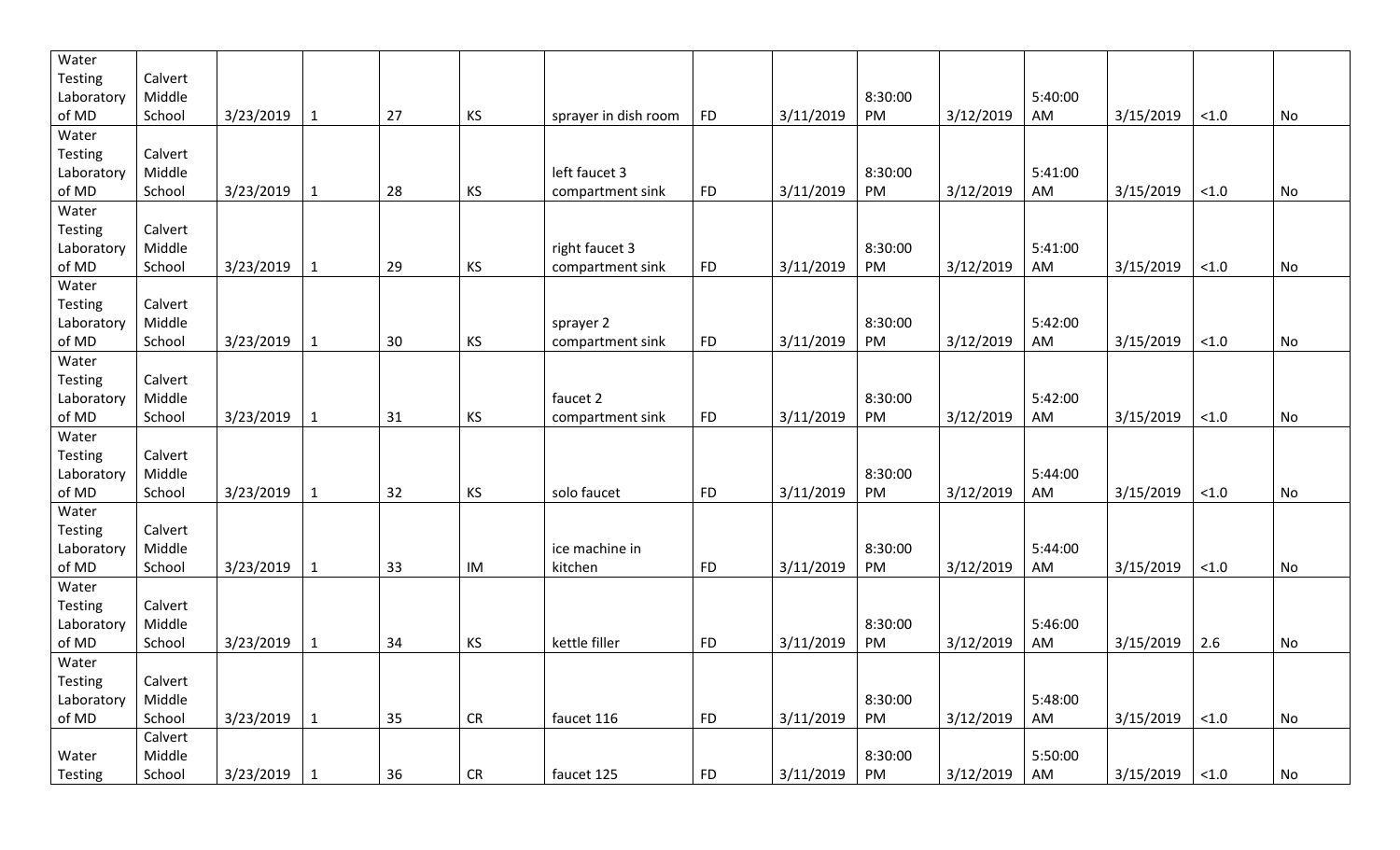| | | | | | | | | | | | | | | |
|---|---|---|---|---|---|---|---|---|---|---|---|---|---|---|
| Water Testing Laboratory of MD | Calvert Middle School | 3/23/2019 | 1 | 27 | KS | sprayer in dish room | FD | 3/11/2019 | 8:30:00 PM | 3/12/2019 | 5:40:00 AM | 3/15/2019 | <1.0 | No |
| Water Testing Laboratory of MD | Calvert Middle School | 3/23/2019 | 1 | 28 | KS | left faucet 3 compartment sink | FD | 3/11/2019 | 8:30:00 PM | 3/12/2019 | 5:41:00 AM | 3/15/2019 | <1.0 | No |
| Water Testing Laboratory of MD | Calvert Middle School | 3/23/2019 | 1 | 29 | KS | right faucet 3 compartment sink | FD | 3/11/2019 | 8:30:00 PM | 3/12/2019 | 5:41:00 AM | 3/15/2019 | <1.0 | No |
| Water Testing Laboratory of MD | Calvert Middle School | 3/23/2019 | 1 | 30 | KS | sprayer 2 compartment sink | FD | 3/11/2019 | 8:30:00 PM | 3/12/2019 | 5:42:00 AM | 3/15/2019 | <1.0 | No |
| Water Testing Laboratory of MD | Calvert Middle School | 3/23/2019 | 1 | 31 | KS | faucet 2 compartment sink | FD | 3/11/2019 | 8:30:00 PM | 3/12/2019 | 5:42:00 AM | 3/15/2019 | <1.0 | No |
| Water Testing Laboratory of MD | Calvert Middle School | 3/23/2019 | 1 | 32 | KS | solo faucet | FD | 3/11/2019 | 8:30:00 PM | 3/12/2019 | 5:44:00 AM | 3/15/2019 | <1.0 | No |
| Water Testing Laboratory of MD | Calvert Middle School | 3/23/2019 | 1 | 33 | IM | ice machine in kitchen | FD | 3/11/2019 | 8:30:00 PM | 3/12/2019 | 5:44:00 AM | 3/15/2019 | <1.0 | No |
| Water Testing Laboratory of MD | Calvert Middle School | 3/23/2019 | 1 | 34 | KS | kettle filler | FD | 3/11/2019 | 8:30:00 PM | 3/12/2019 | 5:46:00 AM | 3/15/2019 | 2.6 | No |
| Water Testing Laboratory of MD | Calvert Middle School | 3/23/2019 | 1 | 35 | CR | faucet 116 | FD | 3/11/2019 | 8:30:00 PM | 3/12/2019 | 5:48:00 AM | 3/15/2019 | <1.0 | No |
| Water Testing | Calvert Middle School | 3/23/2019 | 1 | 36 | CR | faucet 125 | FD | 3/11/2019 | 8:30:00 PM | 3/12/2019 | 5:50:00 AM | 3/15/2019 | <1.0 | No |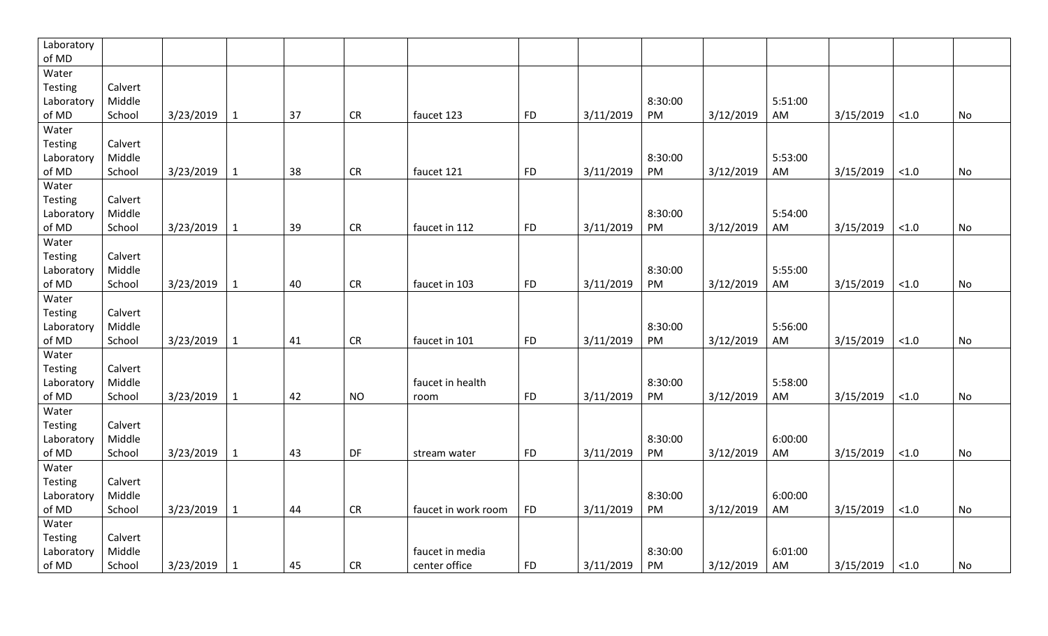| Laboratory of MD | | | | | | | | | | | | | | |
|---|---|---|---|---|---|---|---|---|---|---|---|---|---|---|
| Water Testing Laboratory of MD | Calvert Middle School | 3/23/2019 | 1 | 37 | CR | faucet 123 | FD | 3/11/2019 | 8:30:00 PM | 3/12/2019 | 5:51:00 AM | 3/15/2019 | <1.0 | No |
| Water Testing Laboratory of MD | Calvert Middle School | 3/23/2019 | 1 | 38 | CR | faucet 121 | FD | 3/11/2019 | 8:30:00 PM | 3/12/2019 | 5:53:00 AM | 3/15/2019 | <1.0 | No |
| Water Testing Laboratory of MD | Calvert Middle School | 3/23/2019 | 1 | 39 | CR | faucet in 112 | FD | 3/11/2019 | 8:30:00 PM | 3/12/2019 | 5:54:00 AM | 3/15/2019 | <1.0 | No |
| Water Testing Laboratory of MD | Calvert Middle School | 3/23/2019 | 1 | 40 | CR | faucet in 103 | FD | 3/11/2019 | 8:30:00 PM | 3/12/2019 | 5:55:00 AM | 3/15/2019 | <1.0 | No |
| Water Testing Laboratory of MD | Calvert Middle School | 3/23/2019 | 1 | 41 | CR | faucet in 101 | FD | 3/11/2019 | 8:30:00 PM | 3/12/2019 | 5:56:00 AM | 3/15/2019 | <1.0 | No |
| Water Testing Laboratory of MD | Calvert Middle School | 3/23/2019 | 1 | 42 | NO | faucet in health room | FD | 3/11/2019 | 8:30:00 PM | 3/12/2019 | 5:58:00 AM | 3/15/2019 | <1.0 | No |
| Water Testing Laboratory of MD | Calvert Middle School | 3/23/2019 | 1 | 43 | DF | stream water | FD | 3/11/2019 | 8:30:00 PM | 3/12/2019 | 6:00:00 AM | 3/15/2019 | <1.0 | No |
| Water Testing Laboratory of MD | Calvert Middle School | 3/23/2019 | 1 | 44 | CR | faucet in work room | FD | 3/11/2019 | 8:30:00 PM | 3/12/2019 | 6:00:00 AM | 3/15/2019 | <1.0 | No |
| Water Testing Laboratory of MD | Calvert Middle School | 3/23/2019 | 1 | 45 | CR | faucet in media center office | FD | 3/11/2019 | 8:30:00 PM | 3/12/2019 | 6:01:00 AM | 3/15/2019 | <1.0 | No |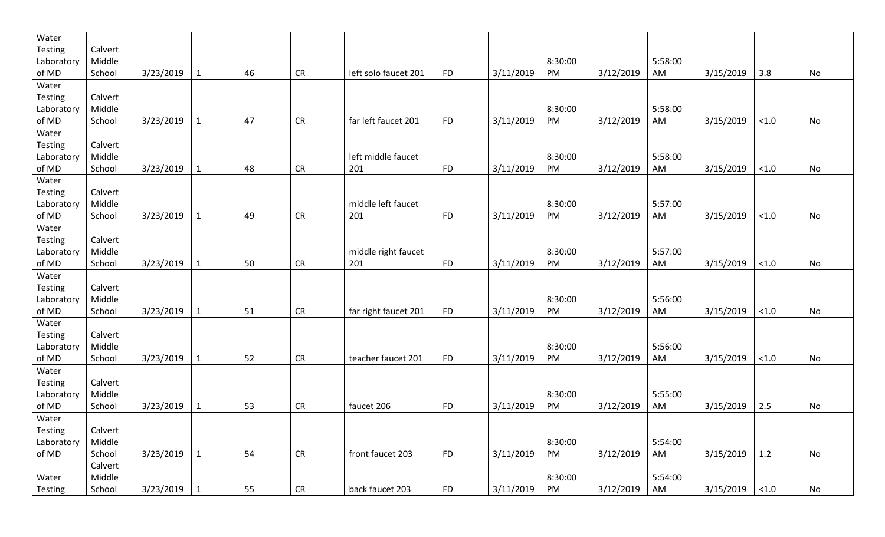| | | | | | | | | | | | | | | |
|---|---|---|---|---|---|---|---|---|---|---|---|---|---|---|
| Water Testing Laboratory of MD | Calvert Middle School | 3/23/2019 | 1 | 46 | CR | left solo faucet 201 | FD | 3/11/2019 | 8:30:00 PM | 3/12/2019 | 5:58:00 AM | 3/15/2019 | 3.8 | No |
| Water Testing Laboratory of MD | Calvert Middle School | 3/23/2019 | 1 | 47 | CR | far left faucet 201 | FD | 3/11/2019 | 8:30:00 PM | 3/12/2019 | 5:58:00 AM | 3/15/2019 | <1.0 | No |
| Water Testing Laboratory of MD | Calvert Middle School | 3/23/2019 | 1 | 48 | CR | left middle faucet 201 | FD | 3/11/2019 | 8:30:00 PM | 3/12/2019 | 5:58:00 AM | 3/15/2019 | <1.0 | No |
| Water Testing Laboratory of MD | Calvert Middle School | 3/23/2019 | 1 | 49 | CR | middle left faucet 201 | FD | 3/11/2019 | 8:30:00 PM | 3/12/2019 | 5:57:00 AM | 3/15/2019 | <1.0 | No |
| Water Testing Laboratory of MD | Calvert Middle School | 3/23/2019 | 1 | 50 | CR | middle right faucet 201 | FD | 3/11/2019 | 8:30:00 PM | 3/12/2019 | 5:57:00 AM | 3/15/2019 | <1.0 | No |
| Water Testing Laboratory of MD | Calvert Middle School | 3/23/2019 | 1 | 51 | CR | far right faucet 201 | FD | 3/11/2019 | 8:30:00 PM | 3/12/2019 | 5:56:00 AM | 3/15/2019 | <1.0 | No |
| Water Testing Laboratory of MD | Calvert Middle School | 3/23/2019 | 1 | 52 | CR | teacher faucet 201 | FD | 3/11/2019 | 8:30:00 PM | 3/12/2019 | 5:56:00 AM | 3/15/2019 | <1.0 | No |
| Water Testing Laboratory of MD | Calvert Middle School | 3/23/2019 | 1 | 53 | CR | faucet 206 | FD | 3/11/2019 | 8:30:00 PM | 3/12/2019 | 5:55:00 AM | 3/15/2019 | 2.5 | No |
| Water Testing Laboratory of MD | Calvert Middle School | 3/23/2019 | 1 | 54 | CR | front faucet 203 | FD | 3/11/2019 | 8:30:00 PM | 3/12/2019 | 5:54:00 AM | 3/15/2019 | 1.2 | No |
| Water Testing | Calvert Middle School | 3/23/2019 | 1 | 55 | CR | back faucet 203 | FD | 3/11/2019 | 8:30:00 PM | 3/12/2019 | 5:54:00 AM | 3/15/2019 | <1.0 | No |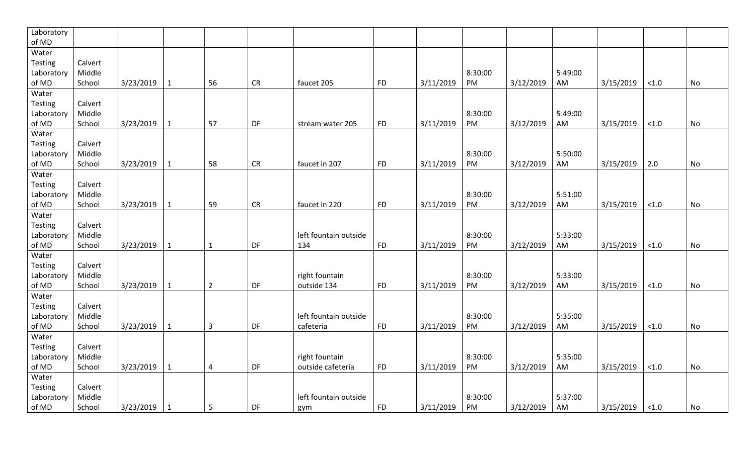| | | | | | | | | | | | | | | |
|---|---|---|---|---|---|---|---|---|---|---|---|---|---|---|
| Laboratory of MD | | | | | | | | | | | | | | |
| Water Testing Laboratory of MD | Calvert Middle School | 3/23/2019 | 1 | 56 | CR | faucet 205 | FD | 3/11/2019 | 8:30:00 PM | 3/12/2019 | 5:49:00 AM | 3/15/2019 | <1.0 | No |
| Water Testing Laboratory of MD | Calvert Middle School | 3/23/2019 | 1 | 57 | DF | stream water 205 | FD | 3/11/2019 | 8:30:00 PM | 3/12/2019 | 5:49:00 AM | 3/15/2019 | <1.0 | No |
| Water Testing Laboratory of MD | Calvert Middle School | 3/23/2019 | 1 | 58 | CR | faucet in 207 | FD | 3/11/2019 | 8:30:00 PM | 3/12/2019 | 5:50:00 AM | 3/15/2019 | 2.0 | No |
| Water Testing Laboratory of MD | Calvert Middle School | 3/23/2019 | 1 | 59 | CR | faucet in 220 | FD | 3/11/2019 | 8:30:00 PM | 3/12/2019 | 5:51:00 AM | 3/15/2019 | <1.0 | No |
| Water Testing Laboratory of MD | Calvert Middle School | 3/23/2019 | 1 | 1 | DF | left fountain outside 134 | FD | 3/11/2019 | 8:30:00 PM | 3/12/2019 | 5:33:00 AM | 3/15/2019 | <1.0 | No |
| Water Testing Laboratory of MD | Calvert Middle School | 3/23/2019 | 1 | 2 | DF | right fountain outside 134 | FD | 3/11/2019 | 8:30:00 PM | 3/12/2019 | 5:33:00 AM | 3/15/2019 | <1.0 | No |
| Water Testing Laboratory of MD | Calvert Middle School | 3/23/2019 | 1 | 3 | DF | left fountain outside cafeteria | FD | 3/11/2019 | 8:30:00 PM | 3/12/2019 | 5:35:00 AM | 3/15/2019 | <1.0 | No |
| Water Testing Laboratory of MD | Calvert Middle School | 3/23/2019 | 1 | 4 | DF | right fountain outside cafeteria | FD | 3/11/2019 | 8:30:00 PM | 3/12/2019 | 5:35:00 AM | 3/15/2019 | <1.0 | No |
| Water Testing Laboratory of MD | Calvert Middle School | 3/23/2019 | 1 | 5 | DF | left fountain outside gym | FD | 3/11/2019 | 8:30:00 PM | 3/12/2019 | 5:37:00 AM | 3/15/2019 | <1.0 | No |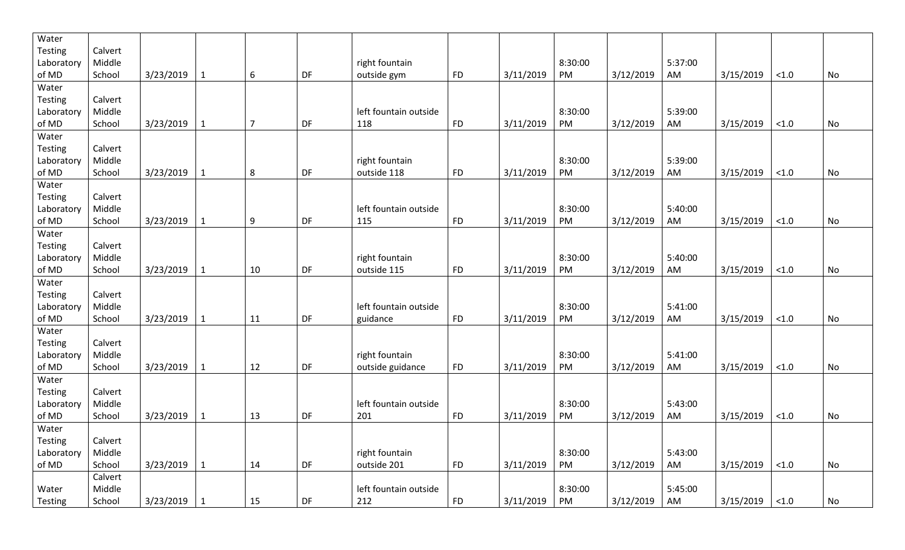| | | | | | | | | | | | | | | |
|---|---|---|---|---|---|---|---|---|---|---|---|---|---|---|
| Water Testing Laboratory of MD | Calvert Middle School | 3/23/2019 | 1 | 6 | DF | right fountain outside gym | FD | 3/11/2019 | 8:30:00 PM | 3/12/2019 | 5:37:00 AM | 3/15/2019 | <1.0 | No |
| Water Testing Laboratory of MD | Calvert Middle School | 3/23/2019 | 1 | 7 | DF | left fountain outside 118 | FD | 3/11/2019 | 8:30:00 PM | 3/12/2019 | 5:39:00 AM | 3/15/2019 | <1.0 | No |
| Water Testing Laboratory of MD | Calvert Middle School | 3/23/2019 | 1 | 8 | DF | right fountain outside 118 | FD | 3/11/2019 | 8:30:00 PM | 3/12/2019 | 5:39:00 AM | 3/15/2019 | <1.0 | No |
| Water Testing Laboratory of MD | Calvert Middle School | 3/23/2019 | 1 | 9 | DF | left fountain outside 115 | FD | 3/11/2019 | 8:30:00 PM | 3/12/2019 | 5:40:00 AM | 3/15/2019 | <1.0 | No |
| Water Testing Laboratory of MD | Calvert Middle School | 3/23/2019 | 1 | 10 | DF | right fountain outside 115 | FD | 3/11/2019 | 8:30:00 PM | 3/12/2019 | 5:40:00 AM | 3/15/2019 | <1.0 | No |
| Water Testing Laboratory of MD | Calvert Middle School | 3/23/2019 | 1 | 11 | DF | left fountain outside guidance | FD | 3/11/2019 | 8:30:00 PM | 3/12/2019 | 5:41:00 AM | 3/15/2019 | <1.0 | No |
| Water Testing Laboratory of MD | Calvert Middle School | 3/23/2019 | 1 | 12 | DF | right fountain outside guidance | FD | 3/11/2019 | 8:30:00 PM | 3/12/2019 | 5:41:00 AM | 3/15/2019 | <1.0 | No |
| Water Testing Laboratory of MD | Calvert Middle School | 3/23/2019 | 1 | 13 | DF | left fountain outside 201 | FD | 3/11/2019 | 8:30:00 PM | 3/12/2019 | 5:43:00 AM | 3/15/2019 | <1.0 | No |
| Water Testing Laboratory of MD | Calvert Middle School | 3/23/2019 | 1 | 14 | DF | right fountain outside 201 | FD | 3/11/2019 | 8:30:00 PM | 3/12/2019 | 5:43:00 AM | 3/15/2019 | <1.0 | No |
| Water Testing | Calvert Middle School | 3/23/2019 | 1 | 15 | DF | left fountain outside 212 | FD | 3/11/2019 | 8:30:00 PM | 3/12/2019 | 5:45:00 AM | 3/15/2019 | <1.0 | No |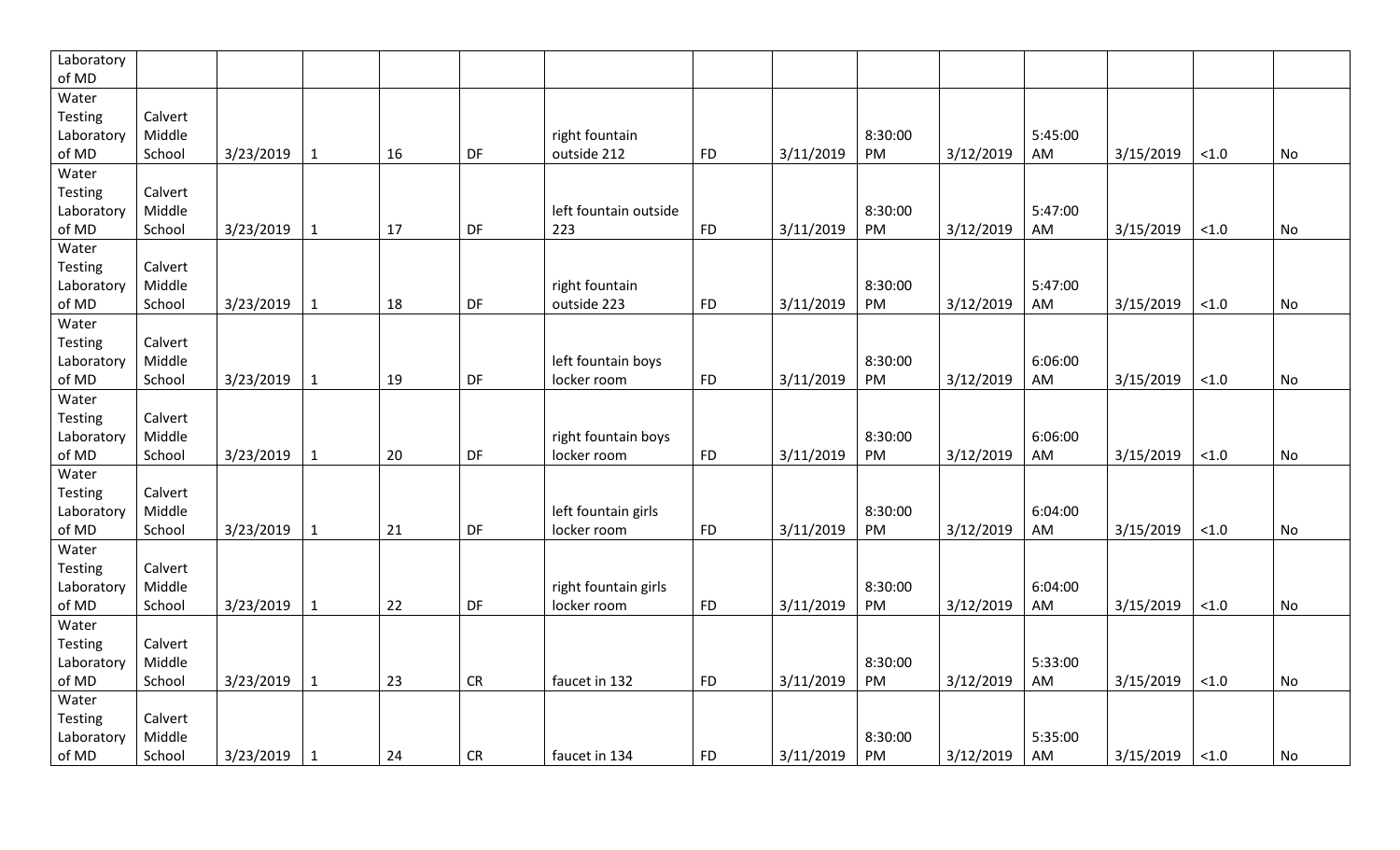| | | | | | | | | | | | | | | |
|---|---|---|---|---|---|---|---|---|---|---|---|---|---|---|
| Laboratory of MD | | | | | | | | | | | | | | |
| Water Testing Laboratory of MD | Calvert Middle School | 3/23/2019 | 1 | 16 | DF | right fountain outside 212 | FD | 3/11/2019 | 8:30:00 PM | 3/12/2019 | 5:45:00 AM | 3/15/2019 | <1.0 | No |
| Water Testing Laboratory of MD | Calvert Middle School | 3/23/2019 | 1 | 17 | DF | left fountain outside 223 | FD | 3/11/2019 | 8:30:00 PM | 3/12/2019 | 5:47:00 AM | 3/15/2019 | <1.0 | No |
| Water Testing Laboratory of MD | Calvert Middle School | 3/23/2019 | 1 | 18 | DF | right fountain outside 223 | FD | 3/11/2019 | 8:30:00 PM | 3/12/2019 | 5:47:00 AM | 3/15/2019 | <1.0 | No |
| Water Testing Laboratory of MD | Calvert Middle School | 3/23/2019 | 1 | 19 | DF | left fountain boys locker room | FD | 3/11/2019 | 8:30:00 PM | 3/12/2019 | 6:06:00 AM | 3/15/2019 | <1.0 | No |
| Water Testing Laboratory of MD | Calvert Middle School | 3/23/2019 | 1 | 20 | DF | right fountain boys locker room | FD | 3/11/2019 | 8:30:00 PM | 3/12/2019 | 6:06:00 AM | 3/15/2019 | <1.0 | No |
| Water Testing Laboratory of MD | Calvert Middle School | 3/23/2019 | 1 | 21 | DF | left fountain girls locker room | FD | 3/11/2019 | 8:30:00 PM | 3/12/2019 | 6:04:00 AM | 3/15/2019 | <1.0 | No |
| Water Testing Laboratory of MD | Calvert Middle School | 3/23/2019 | 1 | 22 | DF | right fountain girls locker room | FD | 3/11/2019 | 8:30:00 PM | 3/12/2019 | 6:04:00 AM | 3/15/2019 | <1.0 | No |
| Water Testing Laboratory of MD | Calvert Middle School | 3/23/2019 | 1 | 23 | CR | faucet in 132 | FD | 3/11/2019 | 8:30:00 PM | 3/12/2019 | 5:33:00 AM | 3/15/2019 | <1.0 | No |
| Water Testing Laboratory of MD | Calvert Middle School | 3/23/2019 | 1 | 24 | CR | faucet in 134 | FD | 3/11/2019 | 8:30:00 PM | 3/12/2019 | 5:35:00 AM | 3/15/2019 | <1.0 | No |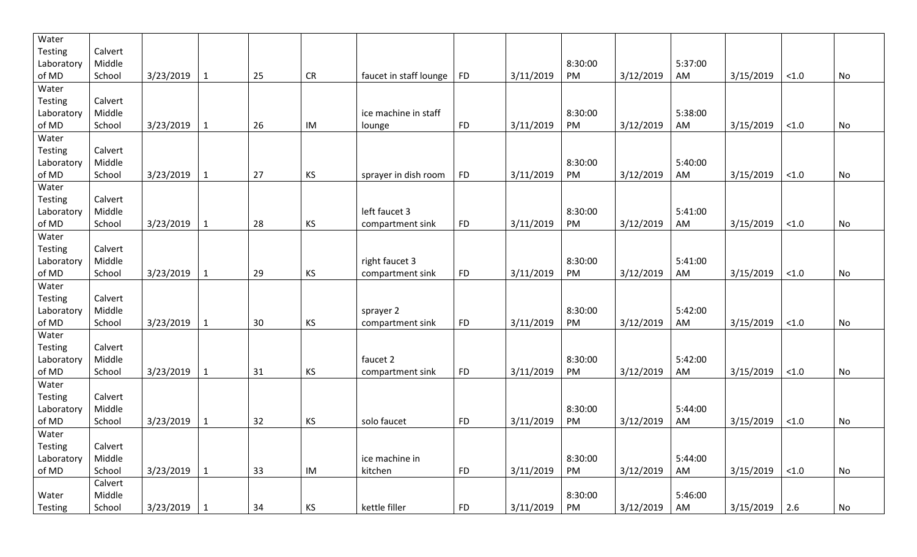| | | | | | | | | | | | | | | |
|---|---|---|---|---|---|---|---|---|---|---|---|---|---|---|
| Water Testing Laboratory of MD | Calvert Middle School | 3/23/2019 | 1 | 25 | CR | faucet in staff lounge | FD | 3/11/2019 | 8:30:00 PM | 3/12/2019 | 5:37:00 AM | 3/15/2019 | <1.0 | No |
| Water Testing Laboratory of MD | Calvert Middle School | 3/23/2019 | 1 | 26 | IM | ice machine in staff lounge | FD | 3/11/2019 | 8:30:00 PM | 3/12/2019 | 5:38:00 AM | 3/15/2019 | <1.0 | No |
| Water Testing Laboratory of MD | Calvert Middle School | 3/23/2019 | 1 | 27 | KS | sprayer in dish room | FD | 3/11/2019 | 8:30:00 PM | 3/12/2019 | 5:40:00 AM | 3/15/2019 | <1.0 | No |
| Water Testing Laboratory of MD | Calvert Middle School | 3/23/2019 | 1 | 28 | KS | left faucet 3 compartment sink | FD | 3/11/2019 | 8:30:00 PM | 3/12/2019 | 5:41:00 AM | 3/15/2019 | <1.0 | No |
| Water Testing Laboratory of MD | Calvert Middle School | 3/23/2019 | 1 | 29 | KS | right faucet 3 compartment sink | FD | 3/11/2019 | 8:30:00 PM | 3/12/2019 | 5:41:00 AM | 3/15/2019 | <1.0 | No |
| Water Testing Laboratory of MD | Calvert Middle School | 3/23/2019 | 1 | 30 | KS | sprayer 2 compartment sink | FD | 3/11/2019 | 8:30:00 PM | 3/12/2019 | 5:42:00 AM | 3/15/2019 | <1.0 | No |
| Water Testing Laboratory of MD | Calvert Middle School | 3/23/2019 | 1 | 31 | KS | faucet 2 compartment sink | FD | 3/11/2019 | 8:30:00 PM | 3/12/2019 | 5:42:00 AM | 3/15/2019 | <1.0 | No |
| Water Testing Laboratory of MD | Calvert Middle School | 3/23/2019 | 1 | 32 | KS | solo faucet | FD | 3/11/2019 | 8:30:00 PM | 3/12/2019 | 5:44:00 AM | 3/15/2019 | <1.0 | No |
| Water Testing Laboratory of MD | Calvert Middle School | 3/23/2019 | 1 | 33 | IM | ice machine in kitchen | FD | 3/11/2019 | 8:30:00 PM | 3/12/2019 | 5:44:00 AM | 3/15/2019 | <1.0 | No |
| Water Testing | Calvert Middle School | 3/23/2019 | 1 | 34 | KS | kettle filler | FD | 3/11/2019 | 8:30:00 PM | 3/12/2019 | 5:46:00 AM | 3/15/2019 | 2.6 | No |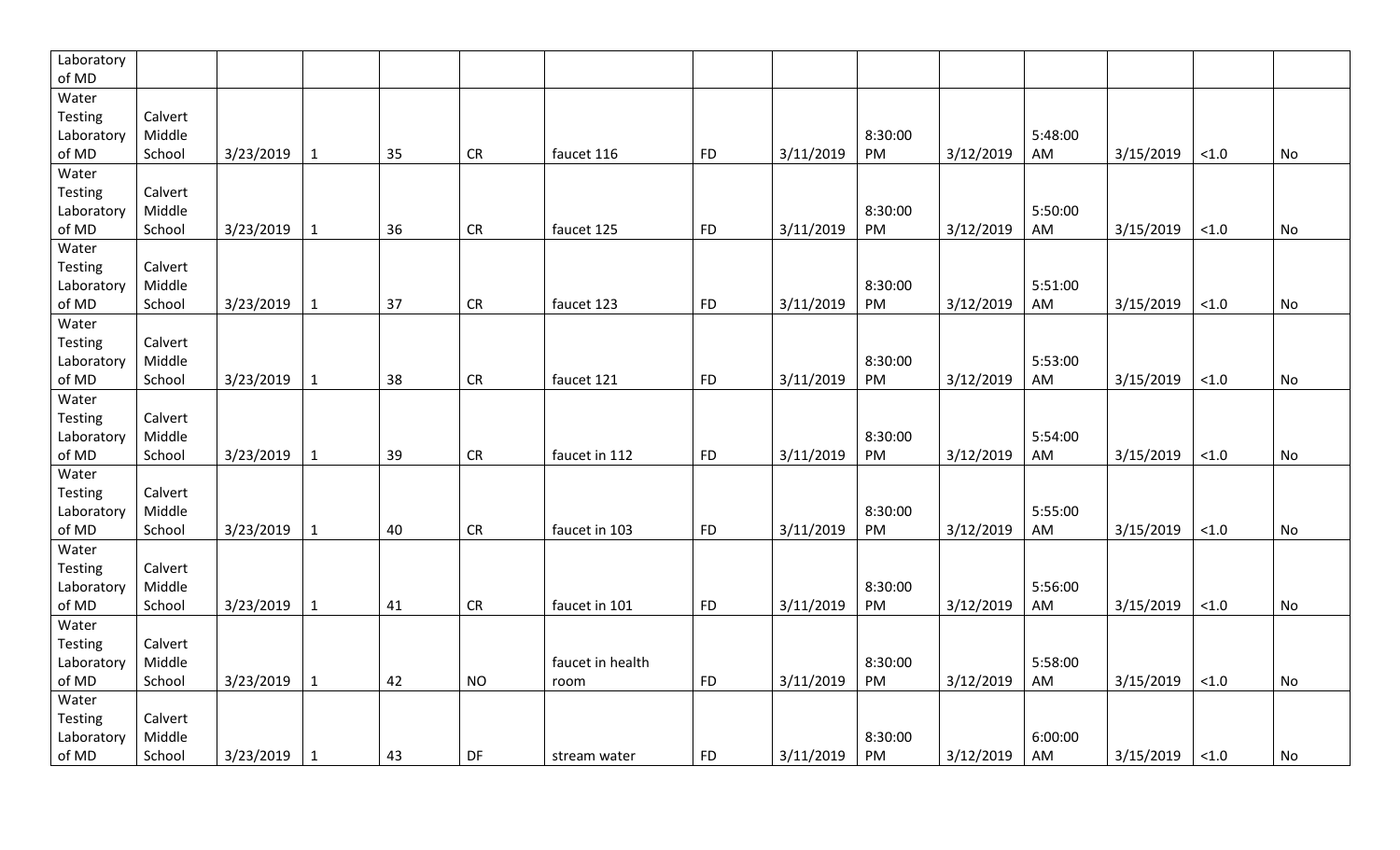| | | | | | | | | | | | | | | |
|---|---|---|---|---|---|---|---|---|---|---|---|---|---|---|
| Laboratory of MD | | | | | | | | | | | | | | |
| Water Testing Laboratory of MD | Calvert Middle School | 3/23/2019 | 1 | 35 | CR | faucet 116 | FD | 3/11/2019 | 8:30:00 PM | 3/12/2019 | 5:48:00 AM | 3/15/2019 | <1.0 | No |
| Water Testing Laboratory of MD | Calvert Middle School | 3/23/2019 | 1 | 36 | CR | faucet 125 | FD | 3/11/2019 | 8:30:00 PM | 3/12/2019 | 5:50:00 AM | 3/15/2019 | <1.0 | No |
| Water Testing Laboratory of MD | Calvert Middle School | 3/23/2019 | 1 | 37 | CR | faucet 123 | FD | 3/11/2019 | 8:30:00 PM | 3/12/2019 | 5:51:00 AM | 3/15/2019 | <1.0 | No |
| Water Testing Laboratory of MD | Calvert Middle School | 3/23/2019 | 1 | 38 | CR | faucet 121 | FD | 3/11/2019 | 8:30:00 PM | 3/12/2019 | 5:53:00 AM | 3/15/2019 | <1.0 | No |
| Water Testing Laboratory of MD | Calvert Middle School | 3/23/2019 | 1 | 39 | CR | faucet in 112 | FD | 3/11/2019 | 8:30:00 PM | 3/12/2019 | 5:54:00 AM | 3/15/2019 | <1.0 | No |
| Water Testing Laboratory of MD | Calvert Middle School | 3/23/2019 | 1 | 40 | CR | faucet in 103 | FD | 3/11/2019 | 8:30:00 PM | 3/12/2019 | 5:55:00 AM | 3/15/2019 | <1.0 | No |
| Water Testing Laboratory of MD | Calvert Middle School | 3/23/2019 | 1 | 41 | CR | faucet in 101 | FD | 3/11/2019 | 8:30:00 PM | 3/12/2019 | 5:56:00 AM | 3/15/2019 | <1.0 | No |
| Water Testing Laboratory of MD | Calvert Middle School | 3/23/2019 | 1 | 42 | NO | faucet in health room | FD | 3/11/2019 | 8:30:00 PM | 3/12/2019 | 5:58:00 AM | 3/15/2019 | <1.0 | No |
| Water Testing Laboratory of MD | Calvert Middle School | 3/23/2019 | 1 | 43 | DF | stream water | FD | 3/11/2019 | 8:30:00 PM | 3/12/2019 | 6:00:00 AM | 3/15/2019 | <1.0 | No |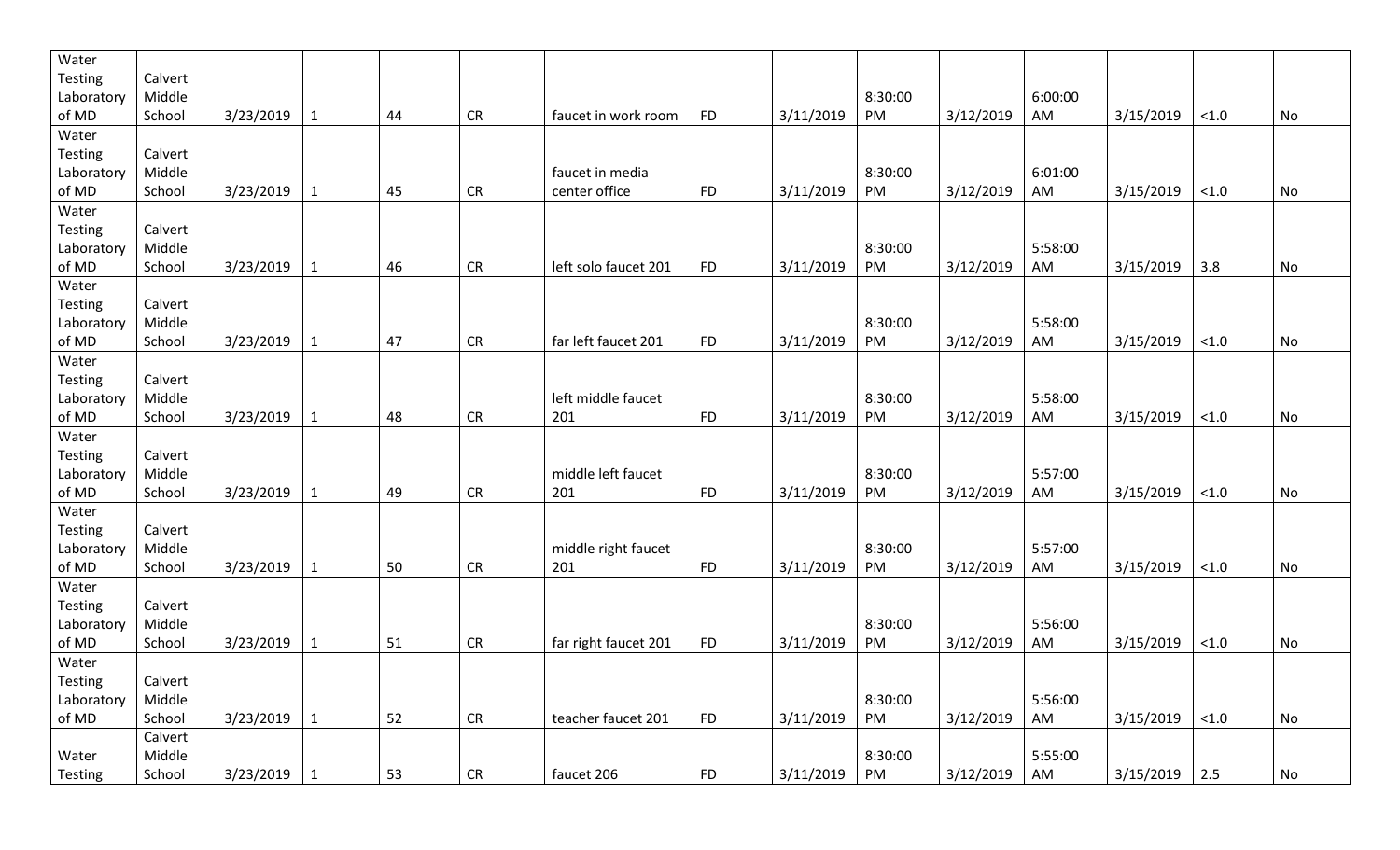| | | | | | | | | | | | | | | |
|---|---|---|---|---|---|---|---|---|---|---|---|---|---|---|
| Water Testing Laboratory of MD | Calvert Middle School | 3/23/2019 | 1 | 44 | CR | faucet in work room | FD | 3/11/2019 | 8:30:00 PM | 3/12/2019 | 6:00:00 AM | 3/15/2019 | <1.0 | No |
| Water Testing Laboratory of MD | Calvert Middle School | 3/23/2019 | 1 | 45 | CR | faucet in media center office | FD | 3/11/2019 | 8:30:00 PM | 3/12/2019 | 6:01:00 AM | 3/15/2019 | <1.0 | No |
| Water Testing Laboratory of MD | Calvert Middle School | 3/23/2019 | 1 | 46 | CR | left solo faucet 201 | FD | 3/11/2019 | 8:30:00 PM | 3/12/2019 | 5:58:00 AM | 3/15/2019 | 3.8 | No |
| Water Testing Laboratory of MD | Calvert Middle School | 3/23/2019 | 1 | 47 | CR | far left faucet 201 | FD | 3/11/2019 | 8:30:00 PM | 3/12/2019 | 5:58:00 AM | 3/15/2019 | <1.0 | No |
| Water Testing Laboratory of MD | Calvert Middle School | 3/23/2019 | 1 | 48 | CR | left middle faucet 201 | FD | 3/11/2019 | 8:30:00 PM | 3/12/2019 | 5:58:00 AM | 3/15/2019 | <1.0 | No |
| Water Testing Laboratory of MD | Calvert Middle School | 3/23/2019 | 1 | 49 | CR | middle left faucet 201 | FD | 3/11/2019 | 8:30:00 PM | 3/12/2019 | 5:57:00 AM | 3/15/2019 | <1.0 | No |
| Water Testing Laboratory of MD | Calvert Middle School | 3/23/2019 | 1 | 50 | CR | middle right faucet 201 | FD | 3/11/2019 | 8:30:00 PM | 3/12/2019 | 5:57:00 AM | 3/15/2019 | <1.0 | No |
| Water Testing Laboratory of MD | Calvert Middle School | 3/23/2019 | 1 | 51 | CR | far right faucet 201 | FD | 3/11/2019 | 8:30:00 PM | 3/12/2019 | 5:56:00 AM | 3/15/2019 | <1.0 | No |
| Water Testing Laboratory of MD | Calvert Middle School | 3/23/2019 | 1 | 52 | CR | teacher faucet 201 | FD | 3/11/2019 | 8:30:00 PM | 3/12/2019 | 5:56:00 AM | 3/15/2019 | <1.0 | No |
| Water Testing | Calvert Middle School | 3/23/2019 | 1 | 53 | CR | faucet 206 | FD | 3/11/2019 | 8:30:00 PM | 3/12/2019 | 5:55:00 AM | 3/15/2019 | 2.5 | No |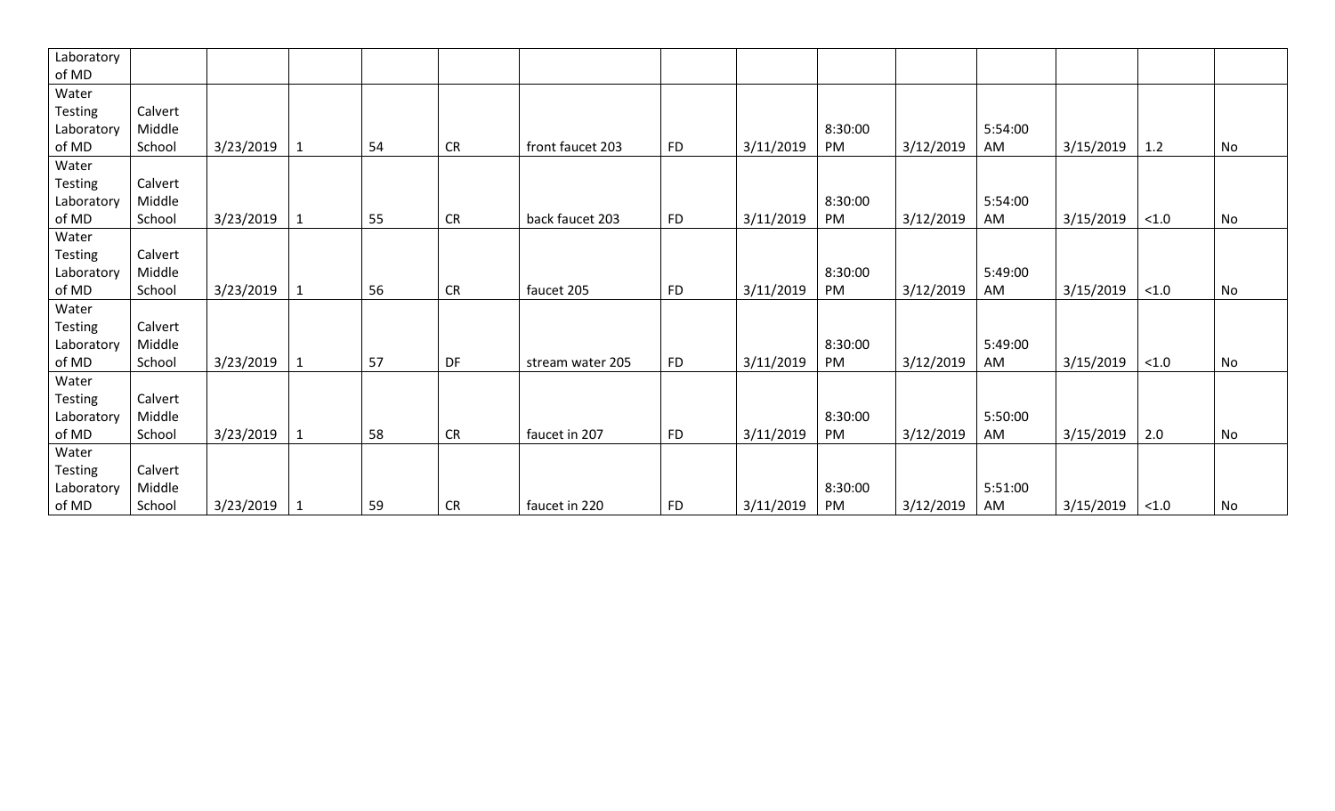| | | | | | | | | | | | | | | |
|---|---|---|---|---|---|---|---|---|---|---|---|---|---|---|
| Laboratory of MD | | | | | | | | | | | | | | |
| Water Testing Laboratory of MD | Calvert Middle School | 3/23/2019 | 1 | 54 | CR | front faucet 203 | FD | 3/11/2019 | 8:30:00 PM | 3/12/2019 | 5:54:00 AM | 3/15/2019 | 1.2 | No |
| Water Testing Laboratory of MD | Calvert Middle School | 3/23/2019 | 1 | 55 | CR | back faucet 203 | FD | 3/11/2019 | 8:30:00 PM | 3/12/2019 | 5:54:00 AM | 3/15/2019 | <1.0 | No |
| Water Testing Laboratory of MD | Calvert Middle School | 3/23/2019 | 1 | 56 | CR | faucet 205 | FD | 3/11/2019 | 8:30:00 PM | 3/12/2019 | 5:49:00 AM | 3/15/2019 | <1.0 | No |
| Water Testing Laboratory of MD | Calvert Middle School | 3/23/2019 | 1 | 57 | DF | stream water 205 | FD | 3/11/2019 | 8:30:00 PM | 3/12/2019 | 5:49:00 AM | 3/15/2019 | <1.0 | No |
| Water Testing Laboratory of MD | Calvert Middle School | 3/23/2019 | 1 | 58 | CR | faucet in 207 | FD | 3/11/2019 | 8:30:00 PM | 3/12/2019 | 5:50:00 AM | 3/15/2019 | 2.0 | No |
| Water Testing Laboratory of MD | Calvert Middle School | 3/23/2019 | 1 | 59 | CR | faucet in 220 | FD | 3/11/2019 | 8:30:00 PM | 3/12/2019 | 5:51:00 AM | 3/15/2019 | <1.0 | No |